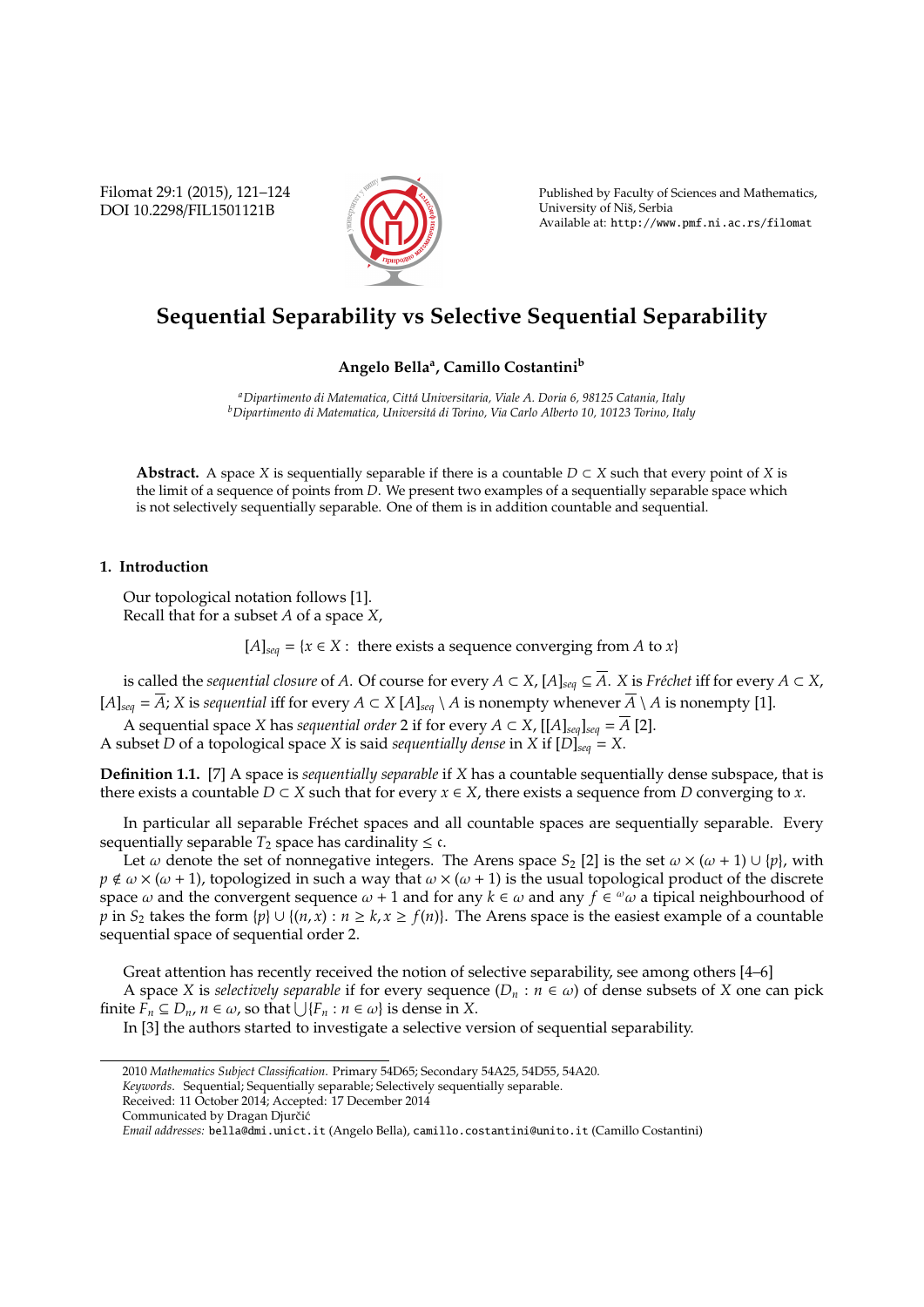# Sequential Separability vs Selective Sequential Separability

**Angelo Bella[a], Camillo Costantini[b]**

[a] *Dipartimento di Matematica, Cittá Universitaria, Viale A. Doria 6, 98125 Catania, Italy*
[b] *Dipartimento di Matematica, Universitá di Torino, Via Carlo Alberto 10, 10123 Torino, Italy*

**Abstract.** A space $X$ is sequentially separable if there is a countable $D \subset X$ such that every point of $X$ is the limit of a sequence of points from $D$. We present two examples of a sequentially separable space which is not selectively sequentially separable. One of them is in addition countable and sequential.

## 1. Introduction

Our topological notation follows [1].
Recall that for a subset $A$ of a space $X$,

$$[A]_{seq} = \{x \in X : \text{ there exists a sequence converging from } A \text{ to } x\}$$

is called the *sequential closure* of $A$. Of course for every $A \subset X$, $[A]_{seq} \subseteq \overline{A}$. $X$ is *Fréchet* iff for every $A \subset X$, $[A]_{seq} = \overline{A}$; $X$ is *sequential* iff for every $A \subset X$ $[A]_{seq} \setminus A$ is nonempty whenever $\overline{A} \setminus A$ is nonempty [1].

A sequential space $X$ has *sequential order* 2 if for every $A \subset X$, $[[A]_{seq}]_{seq} = \overline{A}$ [2].
A subset $D$ of a topological space $X$ is said *sequentially dense* in $X$ if $[D]_{seq} = X$.

**Definition 1.1.** [7] A space is *sequentially separable* if $X$ has a countable sequentially dense subspace, that is there exists a countable $D \subset X$ such that for every $x \in X$, there exists a sequence from $D$ converging to $x$.

In particular all separable Fréchet spaces and all countable spaces are sequentially separable. Every sequentially separable $T_2$ space has cardinality $\leq \mathfrak{c}$.

Let $\omega$ denote the set of nonnegative integers. The Arens space $S_2$ [2] is the set $\omega \times (\omega + 1) \cup \{p\}$, with $p \notin \omega \times (\omega + 1)$, topologized in such a way that $\omega \times (\omega + 1)$ is the usual topological product of the discrete space $\omega$ and the convergent sequence $\omega + 1$ and for any $k \in \omega$ and any $f \in {}^{\omega}\omega$ a tipical neighbourhood of $p$ in $S_2$ takes the form $\{p\} \cup \{(n, x) : n \geq k, x \geq f(n)\}$. The Arens space is the easiest example of a countable sequential space of sequential order 2.

Great attention has recently received the notion of selective separability, see among others [4–6]

A space $X$ is *selectively separable* if for every sequence $(D_n : n \in \omega)$ of dense subsets of $X$ one can pick finite $F_n \subseteq D_n$, $n \in \omega$, so that $\bigcup\{F_n : n \in \omega\}$ is dense in $X$.

In [3] the authors started to investigate a selective version of sequential separability.

---

2010 *Mathematics Subject Classification*. Primary 54D65; Secondary 54A25, 54D55, 54A20.
*Keywords*. Sequential; Sequentially separable; Selectively sequentially separable.
Received: 11 October 2014; Accepted: 17 December 2014
Communicated by Dragan Djurčić
*Email addresses:* bella@dmi.unict.it (Angelo Bella), camillo.costantini@unito.it (Camillo Costantini)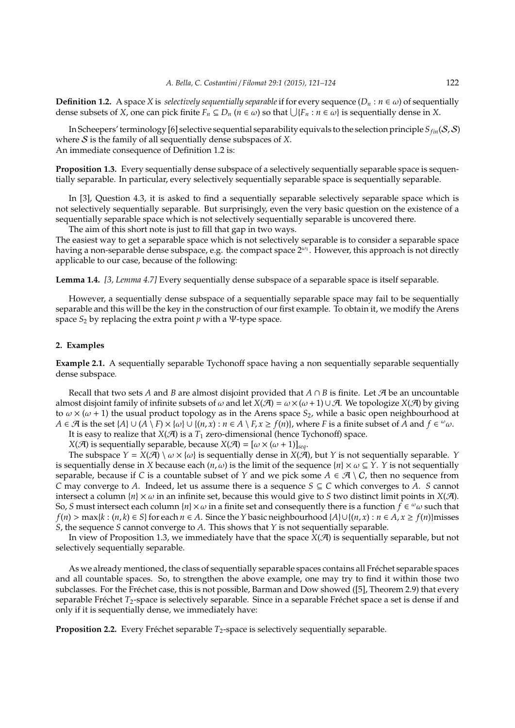**Definition 1.2.** A space $X$ is *selectively sequentially separable* if for every sequence $(D_n : n \in \omega)$ of sequentially dense subsets of $X$, one can pick finite $F_n \subseteq D_n$ $(n \in \omega)$ so that $\bigcup\{F_n : n \in \omega\}$ is sequentially dense in $X$.

In Scheepers' terminology [6] selective sequential separability equivals to the selection principle $S_{fin}(\mathcal{S}, \mathcal{S})$ where $\mathcal{S}$ is the family of all sequentially dense subspaces of $X$.
An immediate consequence of Definition 1.2 is:

**Proposition 1.3.** Every sequentially dense subspace of a selectively sequentially separable space is sequentially separable. In particular, every selectively sequentially separable space is sequentially separable.

In [3], Question 4.3, it is asked to find a sequentially separable selectively separable space which is not selectively sequentially separable. But surprisingly, even the very basic question on the existence of a sequentially separable space which is not selectively sequentially separable is uncovered there.

The aim of this short note is just to fill that gap in two ways.
The easiest way to get a separable space which is not selectively separable is to consider a separable space having a non-separable dense subspace, e.g. the compact space $2^{\omega_1}$. However, this approach is not directly applicable to our case, because of the following:

**Lemma 1.4.** *[3, Lemma 4.7]* Every sequentially dense subspace of a separable space is itself separable.

However, a sequentially dense subspace of a sequentially separable space may fail to be sequentially separable and this will be the key in the construction of our first example. To obtain it, we modify the Arens space $S_2$ by replacing the extra point $p$ with a $\Psi$-type space.

## 2. Examples

**Example 2.1.** A sequentially separable Tychonoff space having a non sequentially separable sequentially dense subspace.

Recall that two sets $A$ and $B$ are almost disjoint provided that $A \cap B$ is finite. Let $\mathcal{A}$ be an uncountable almost disjoint family of infinite subsets of $\omega$ and let $X(\mathcal{A}) = \omega \times (\omega + 1) \cup \mathcal{A}$. We topologize $X(\mathcal{A})$ by giving to $\omega \times (\omega + 1)$ the usual product topology as in the Arens space $S_2$, while a basic open neighbourhood at $A \in \mathcal{A}$ is the set $\{A\} \cup (A \setminus F) \times \{\omega\} \cup \{(n, x) : n \in A \setminus F, x \geq f(n)\}$, where $F$ is a finite subset of $A$ and $f \in {}^{\omega}\omega$.
It is easy to realize that $X(\mathcal{A})$ is a $T_1$ zero-dimensional (hence Tychonoff) space.

$X(\mathcal{A})$ is sequentially separable, because $X(\mathcal{A}) = [\omega \times (\omega + 1)]_{seq}$.

The subspace $Y = X(\mathcal{A}) \setminus \omega \times \{\omega\}$ is sequentially dense in $X(\mathcal{A})$, but $Y$ is not sequentially separable. $Y$ is sequentially dense in $X$ because each $(n, \omega)$ is the limit of the sequence $\{n\} \times \omega \subseteq Y$. $Y$ is not sequentially separable, because if $C$ is a countable subset of $Y$ and we pick some $A \in \mathcal{A} \setminus C$, then no sequence from $C$ may converge to $A$. Indeed, let us assume there is a sequence $S \subseteq C$ which converges to $A$. $S$ cannot intersect a column $\{n\} \times \omega$ in an infinite set, because this would give to $S$ two distinct limit points in $X(\mathcal{A})$. So, $S$ must intersect each column $\{n\} \times \omega$ in a finite set and consequently there is a function $f \in {}^{\omega}\omega$ such that $f(n) > \max\{k : (n, k) \in S\}$ for each $n \in A$. Since the $Y$ basic neighbourhood $\{A\} \cup \{(n, x) : n \in A, x \geq f(n)\}$ misses $S$, the sequence $S$ cannot converge to $A$. This shows that $Y$ is not sequentially separable.

In view of Proposition 1.3, we immediately have that the space $X(\mathcal{A})$ is sequentially separable, but not selectively sequentially separable.

As we already mentioned, the class of sequentially separable spaces contains all Fréchet separable spaces and all countable spaces. So, to strengthen the above example, one may try to find it within those two subclasses. For the Fréchet case, this is not possible, Barman and Dow showed ([5], Theorem 2.9) that every separable Fréchet $T_2$-space is selectively separable. Since in a separable Fréchet space a set is dense if and only if it is sequentially dense, we immediately have:

**Proposition 2.2.** Every Fréchet separable $T_2$-space is selectively sequentially separable.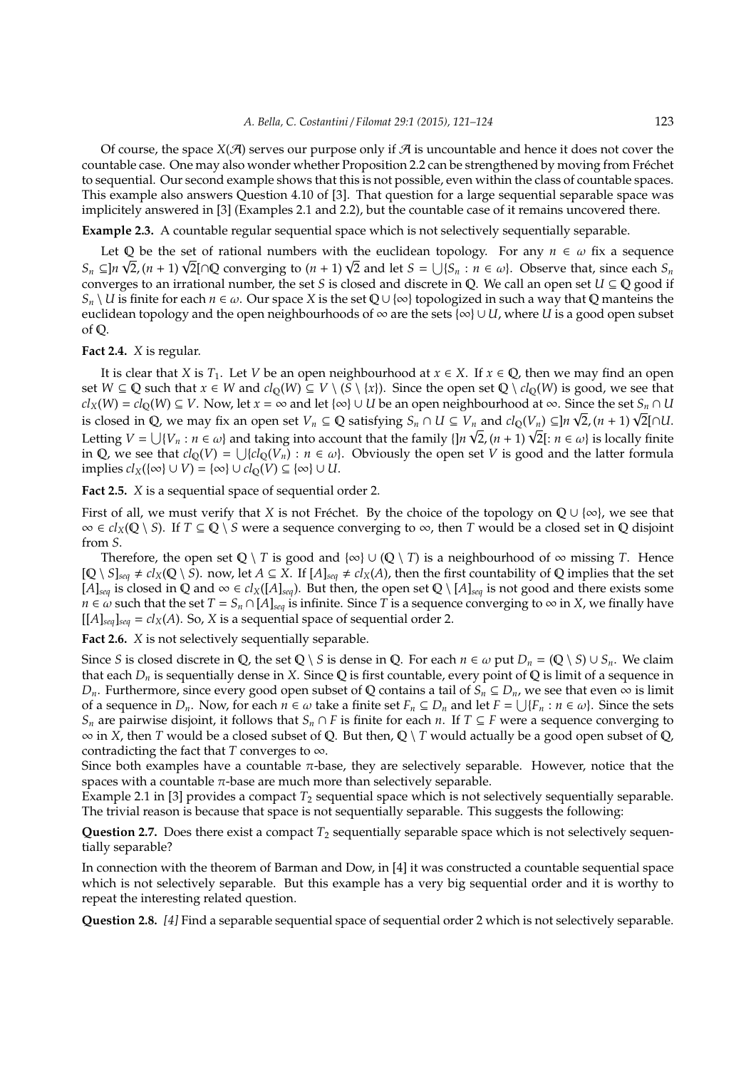Of course, the space $X(\mathcal{A})$ serves our purpose only if $\mathcal{A}$ is uncountable and hence it does not cover the countable case. One may also wonder whether Proposition 2.2 can be strengthened by moving from Fréchet to sequential. Our second example shows that this is not possible, even within the class of countable spaces. This example also answers Question 4.10 of [3]. That question for a large sequential separable space was implicitely answered in [3] (Examples 2.1 and 2.2), but the countable case of it remains uncovered there.

**Example 2.3.** A countable regular sequential space which is not selectively sequentially separable.

Let $\mathbb{Q}$ be the set of rational numbers with the euclidean topology. For any $n \in \omega$ fix a sequence $S_n \subseteq ]n\sqrt{2}, (n+1)\sqrt{2}[\cap \mathbb{Q}$ converging to $(n+1)\sqrt{2}$ and let $S = \bigcup\{S_n : n \in \omega\}$. Observe that, since each $S_n$ converges to an irrational number, the set $S$ is closed and discrete in $\mathbb{Q}$. We call an open set $U \subseteq \mathbb{Q}$ good if $S_n \setminus U$ is finite for each $n \in \omega$. Our space $X$ is the set $\mathbb{Q} \cup \{\infty\}$ topologized in such a way that $\mathbb{Q}$ manteins the euclidean topology and the open neighbourhoods of $\infty$ are the sets $\{\infty\} \cup U$, where $U$ is a good open subset of $\mathbb{Q}$.

**Fact 2.4.** *X is regular.*

It is clear that $X$ is $T_1$. Let $V$ be an open neighbourhood at $x \in X$. If $x \in \mathbb{Q}$, then we may find an open set $W \subseteq \mathbb{Q}$ such that $x \in W$ and $cl_{\mathbb{Q}}(W) \subseteq V \setminus (S \setminus \{x\})$. Since the open set $\mathbb{Q} \setminus cl_{\mathbb{Q}}(W)$ is good, we see that $cl_X(W) = cl_{\mathbb{Q}}(W) \subseteq V$. Now, let $x = \infty$ and let $\{\infty\} \cup U$ be an open neighbourhood at $\infty$. Since the set $S_n \cap U$ is closed in $\mathbb{Q}$, we may fix an open set $V_n \subseteq \mathbb{Q}$ satisfying $S_n \cap U \subseteq V_n$ and $cl_{\mathbb{Q}}(V_n) \subseteq ]n\sqrt{2}, (n+1)\sqrt{2}[\cap U$. Letting $V = \bigcup\{V_n : n \in \omega\}$ and taking into account that the family $\{]n\sqrt{2}, (n+1)\sqrt{2}[ : n \in \omega\}$ is locally finite in $\mathbb{Q}$, we see that $cl_{\mathbb{Q}}(V) = \bigcup\{cl_{\mathbb{Q}}(V_n) : n \in \omega\}$. Obviously the open set $V$ is good and the latter formula implies $cl_X(\{\infty\} \cup V) = \{\infty\} \cup cl_{\mathbb{Q}}(V) \subseteq \{\infty\} \cup U$.

**Fact 2.5.** *X is a sequential space of sequential order 2.*

First of all, we must verify that $X$ is not Fréchet. By the choice of the topology on $\mathbb{Q} \cup \{\infty\}$, we see that $\infty \in cl_X(\mathbb{Q} \setminus S)$. If $T \subseteq \mathbb{Q} \setminus S$ were a sequence converging to $\infty$, then $T$ would be a closed set in $\mathbb{Q}$ disjoint from $S$.

Therefore, the open set $\mathbb{Q} \setminus T$ is good and $\{\infty\} \cup (\mathbb{Q} \setminus T)$ is a neighbourhood of $\infty$ missing $T$. Hence $[\mathbb{Q} \setminus S]_{seq} \neq cl_X(\mathbb{Q} \setminus S)$. now, let $A \subseteq X$. If $[A]_{seq} \neq cl_X(A)$, then the first countability of $\mathbb{Q}$ implies that the set $[A]_{seq}$ is closed in $\mathbb{Q}$ and $\infty \in cl_X([A]_{seq})$. But then, the open set $\mathbb{Q} \setminus [A]_{seq}$ is not good and there exists some $n \in \omega$ such that the set $T = S_n \cap [A]_{seq}$ is infinite. Since $T$ is a sequence converging to $\infty$ in $X$, we finally have $[[A]_{seq}]_{seq} = cl_X(A)$. So, $X$ is a sequential space of sequential order 2.

**Fact 2.6.** *X is not selectively sequentially separable.*

Since $S$ is closed discrete in $\mathbb{Q}$, the set $\mathbb{Q} \setminus S$ is dense in $\mathbb{Q}$. For each $n \in \omega$ put $D_n = (\mathbb{Q} \setminus S) \cup S_n$. We claim that each $D_n$ is sequentially dense in $X$. Since $\mathbb{Q}$ is first countable, every point of $\mathbb{Q}$ is limit of a sequence in $D_n$. Furthermore, since every good open subset of $\mathbb{Q}$ contains a tail of $S_n \subseteq D_n$, we see that even $\infty$ is limit of a sequence in $D_n$. Now, for each $n \in \omega$ take a finite set $F_n \subseteq D_n$ and let $F = \bigcup\{F_n : n \in \omega\}$. Since the sets $S_n$ are pairwise disjoint, it follows that $S_n \cap F$ is finite for each $n$. If $T \subseteq F$ were a sequence converging to $\infty$ in $X$, then $T$ would be a closed subset of $\mathbb{Q}$. But then, $\mathbb{Q} \setminus T$ would actually be a good open subset of $\mathbb{Q}$, contradicting the fact that $T$ converges to $\infty$.

Since both examples have a countable $\pi$-base, they are selectively separable. However, notice that the spaces with a countable $\pi$-base are much more than selectively separable.

Example 2.1 in [3] provides a compact $T_2$ sequential space which is not selectively sequentially separable. The trivial reason is because that space is not sequentially separable. This suggests the following:

**Question 2.7.** Does there exist a compact $T_2$ sequentially separable space which is not selectively sequentially separable?

In connection with the theorem of Barman and Dow, in [4] it was constructed a countable sequential space which is not selectively separable. But this example has a very big sequential order and it is worthy to repeat the interesting related question.

**Question 2.8.** *[4] Find a separable sequential space of sequential order 2 which is not selectively separable.*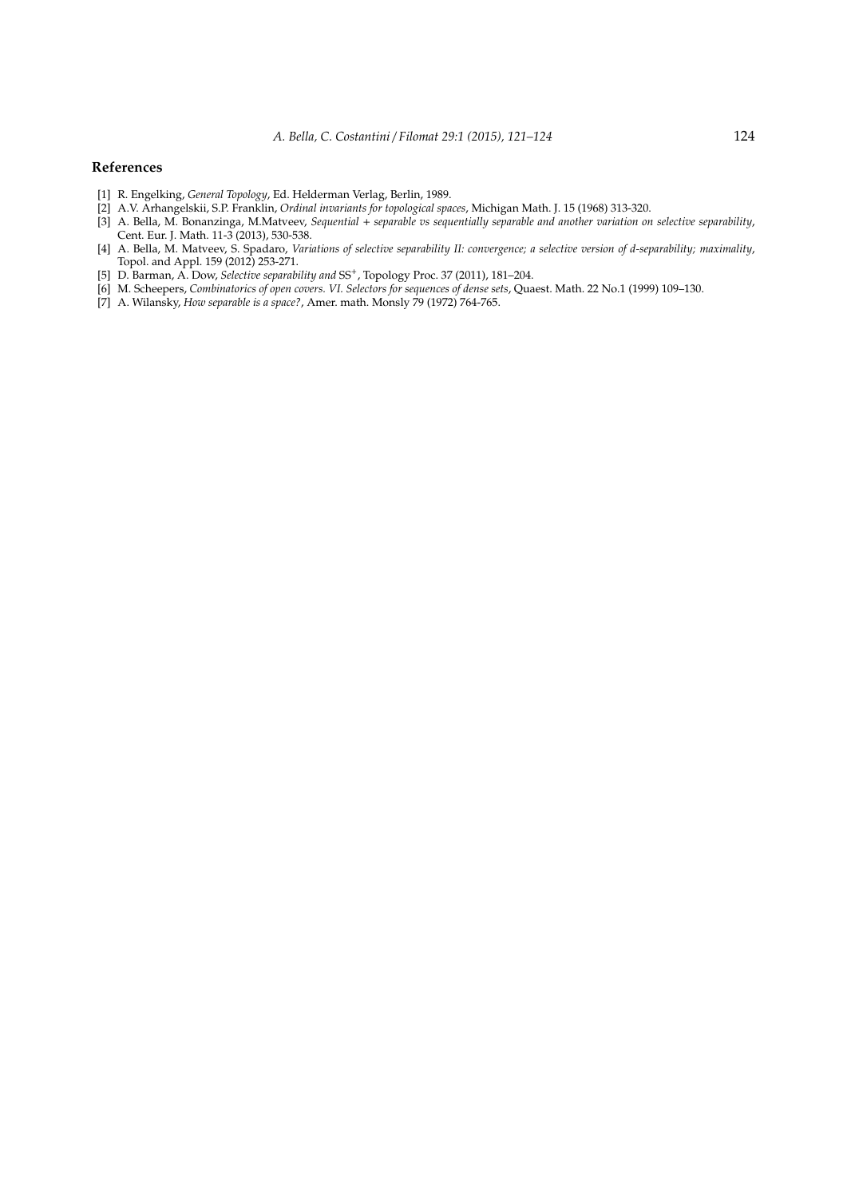## References

[1] R. Engelking, *General Topology*, Ed. Helderman Verlag, Berlin, 1989.

[2] A.V. Arhangelskii, S.P. Franklin, *Ordinal invariants for topological spaces*, Michigan Math. J. 15 (1968) 313-320.

[3] A. Bella, M. Bonanzinga, M.Matveev, *Sequential + separable vs sequentially separable and another variation on selective separability*, Cent. Eur. J. Math. 11-3 (2013), 530-538.

[4] A. Bella, M. Matveev, S. Spadaro, *Variations of selective separability II: convergence; a selective version of d-separability; maximality*, Topol. and Appl. 159 (2012) 253-271.

[5] D. Barman, A. Dow, *Selective separability and* $SS^+$, Topology Proc. 37 (2011), 181–204.

[6] M. Scheepers, *Combinatorics of open covers. VI. Selectors for sequences of dense sets*, Quaest. Math. 22 No.1 (1999) 109–130.

[7] A. Wilansky, *How separable is a space?*, Amer. math. Monsly 79 (1972) 764-765.